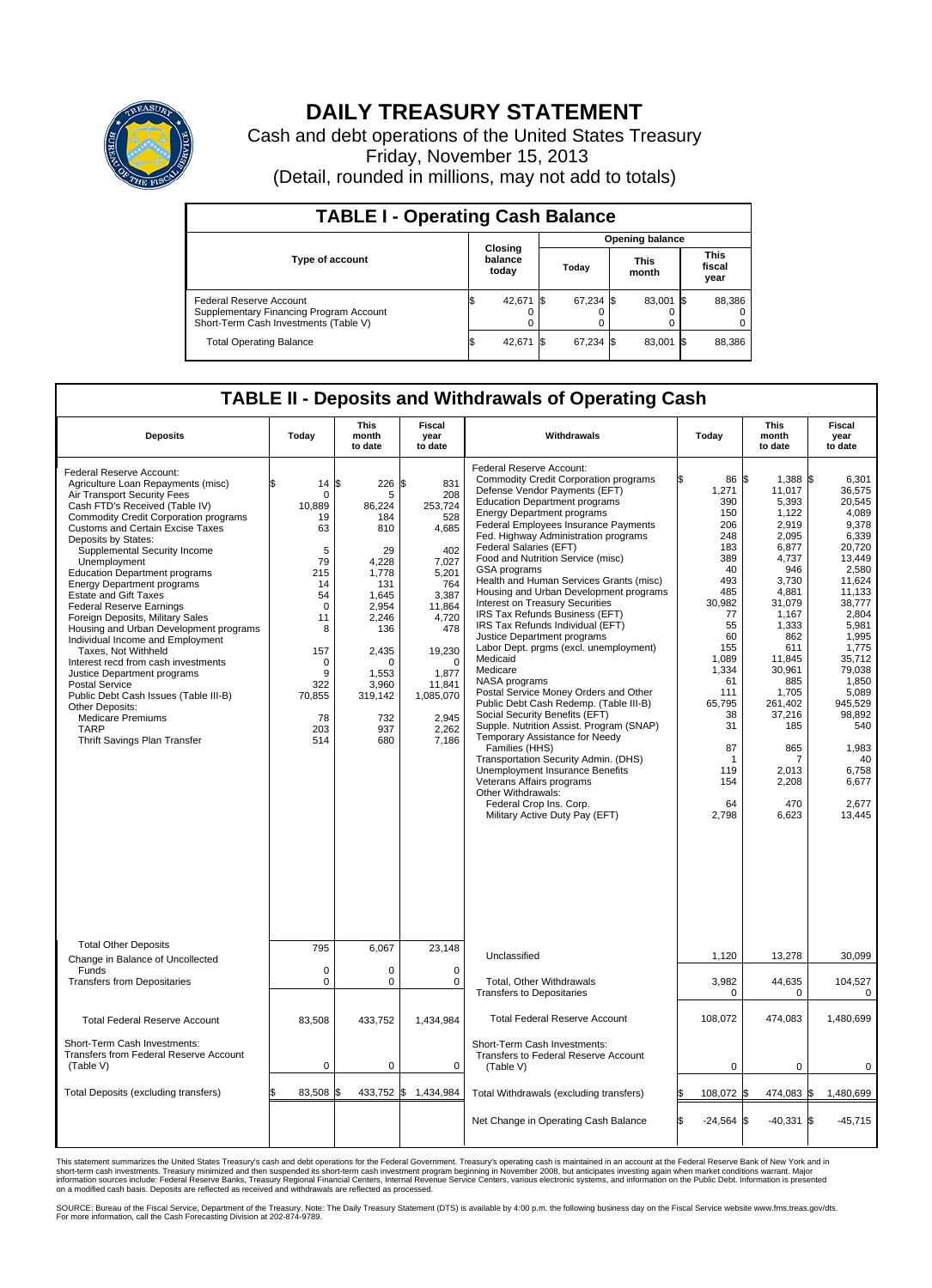# DAILY TREASURY STATEMENT

Cash and debt operations of the United States Treasury
Friday, November 15, 2013
(Detail, rounded in millions, may not add to totals)

| TABLE I - Operating Cash Balance | | | | |
|---|---|---|---|---|
| Type of account | Closing balance today | Opening balance | | |
| | | Today | This month | This fiscal year |
| Federal Reserve Account | $ 42,671 | $ 67,234 | $ 83,001 | $ 88,386 |
| Supplementary Financing Program Account | 0 | 0 | 0 | 0 |
| Short-Term Cash Investments (Table V) | 0 | 0 | 0 | 0 |
| Total Operating Balance | $ 42,671 | $ 67,234 | $ 83,001 | $ 88,386 |

## TABLE II - Deposits and Withdrawals of Operating Cash

| Deposits | Today | This month to date | Fiscal year to date | Withdrawals | Today | This month to date | Fiscal year to date |
|---|---|---|---|---|---|---|---|
| Federal Reserve Account: | | | | Federal Reserve Account: | | | |
| Agriculture Loan Repayments (misc) | $ 14 | $ 226 | $ 831 | Commodity Credit Corporation programs | $ 86 | $ 1,388 | $ 6,301 |
| Air Transport Security Fees | 0 | 5 | 208 | Defense Vendor Payments (EFT) | 1,271 | 11,017 | 36,575 |
| Cash FTD's Received (Table IV) | 10,889 | 86,224 | 253,724 | Education Department programs | 390 | 5,393 | 20,545 |
| Commodity Credit Corporation programs | 19 | 184 | 528 | Energy Department programs | 150 | 1,122 | 4,089 |
| Customs and Certain Excise Taxes | 63 | 810 | 4,685 | Federal Employees Insurance Payments | 206 | 2,919 | 9,378 |
| Deposits by States: | | | | Fed. Highway Administration programs | 248 | 2,095 | 6,339 |
| Supplemental Security Income | 5 | 29 | 402 | Federal Salaries (EFT) | 183 | 6,877 | 20,720 |
| Unemployment | 79 | 4,228 | 7,027 | Food and Nutrition Service (misc) | 389 | 4,737 | 13,449 |
| Education Department programs | 215 | 1,778 | 5,201 | GSA programs | 40 | 946 | 2,580 |
| Energy Department programs | 14 | 131 | 764 | Health and Human Services Grants (misc) | 493 | 3,730 | 11,624 |
| Estate and Gift Taxes | 54 | 1,645 | 3,387 | Housing and Urban Development programs | 485 | 4,881 | 11,133 |
| Federal Reserve Earnings | 0 | 2,954 | 11,864 | Interest on Treasury Securities | 30,982 | 31,079 | 38,777 |
| Foreign Deposits, Military Sales | 11 | 2,246 | 4,720 | IRS Tax Refunds Business (EFT) | 77 | 1,167 | 2,804 |
| Housing and Urban Development programs | 8 | 136 | 478 | IRS Tax Refunds Individual (EFT) | 55 | 1,333 | 5,981 |
| Individual Income and Employment Taxes, Not Withheld | 157 | 2,435 | 19,230 | Justice Department programs | 60 | 862 | 1,995 |
| Interest recd from cash investments | 0 | 0 | 0 | Labor Dept. prgms (excl. unemployment) | 155 | 611 | 1,775 |
| Justice Department programs | 9 | 1,553 | 1,877 | Medicaid | 1,089 | 11,845 | 35,712 |
| Postal Service | 322 | 3,960 | 11,841 | Medicare | 1,334 | 30,961 | 79,038 |
| Public Debt Cash Issues (Table III-B) | 70,855 | 319,142 | 1,085,070 | NASA programs | 61 | 885 | 1,850 |
| Other Deposits: | | | | Postal Service Money Orders and Other | 111 | 1,705 | 5,089 |
| Medicare Premiums | 78 | 732 | 2,945 | Public Debt Cash Redemp. (Table III-B) | 65,795 | 261,402 | 945,529 |
| TARP | 203 | 937 | 2,262 | Social Security Benefits (EFT) | 38 | 37,216 | 98,892 |
| Thrift Savings Plan Transfer | 514 | 680 | 7,186 | Supple. Nutrition Assist. Program (SNAP) | 31 | 185 | 540 |
| | | | | Temporary Assistance for Needy Families (HHS) | 87 | 865 | 1,983 |
| | | | | Transportation Security Admin. (DHS) | 1 | 7 | 40 |
| | | | | Unemployment Insurance Benefits | 119 | 2,013 | 6,758 |
| | | | | Veterans Affairs programs | 154 | 2,208 | 6,677 |
| | | | | Other Withdrawals: | | | |
| | | | | Federal Crop Ins. Corp. | 64 | 470 | 2,677 |
| | | | | Military Active Duty Pay (EFT) | 2,798 | 6,623 | 13,445 |
| Total Other Deposits | 795 | 6,067 | 23,148 | Unclassified | 1,120 | 13,278 | 30,099 |
| Change in Balance of Uncollected Funds | 0 | 0 | 0 | | | | |
| Transfers from Depositaries | 0 | 0 | 0 | Total, Other Withdrawals | 3,982 | 44,635 | 104,527 |
| | | | | Transfers to Depositaries | 0 | 0 | 0 |
| Total Federal Reserve Account | 83,508 | 433,752 | 1,434,984 | Total Federal Reserve Account | 108,072 | 474,083 | 1,480,699 |
| Short-Term Cash Investments: Transfers from Federal Reserve Account (Table V) | 0 | 0 | 0 | Short-Term Cash Investments: Transfers to Federal Reserve Account (Table V) | 0 | 0 | 0 |
| Total Deposits (excluding transfers) | $ 83,508 | $ 433,752 | $ 1,434,984 | Total Withdrawals (excluding transfers) | $ 108,072 | $ 474,083 | $ 1,480,699 |
| | | | | Net Change in Operating Cash Balance | $ -24,564 | $ -40,331 | $ -45,715 |

This statement summarizes the United States Treasury's cash and debt operations for the Federal Government. Treasury's operating cash is maintained in an account at the Federal Reserve Bank of New York and in short-term cash investments. Treasury minimized and then suspended its short-term cash investment program beginning in November 2008, but anticipates investing again when market conditions warrant. Major information sources include: Federal Reserve Banks, Treasury Regional Financial Centers, Internal Revenue Service Centers, various electronic systems, and information on the Public Debt. Information is presented on a modified cash basis. Deposits are reflected as received and withdrawals are reflected as processed.

SOURCE: Bureau of the Fiscal Service, Department of the Treasury. Note: The Daily Treasury Statement (DTS) is available by 4:00 p.m. the following business day on the Fiscal Service website www.fms.treas.gov/dts. For more information, call the Cash Forecasting Division at 202-874-9789.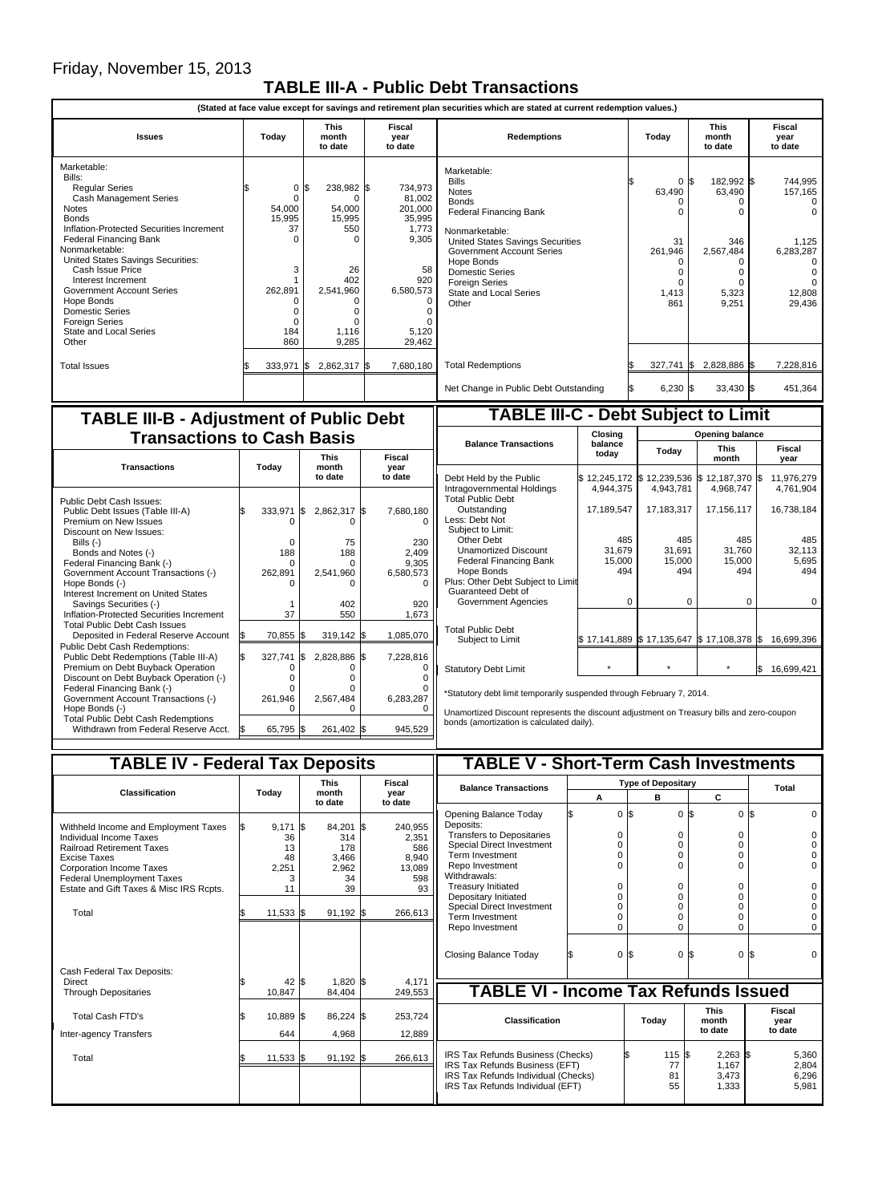Friday, November 15, 2013

# TABLE III-A - Public Debt Transactions

(Stated at face value except for savings and retirement plan securities which are stated at current redemption values.)

| Issues | Today | This month to date | Fiscal year to date |
|---|---|---|---|
| Marketable: | | | |
| Bills: | | | |
| Regular Series | $ 0 | $ 238,982 | $ 734,973 |
| Cash Management Series | 0 | 0 | 81,002 |
| Notes | 54,000 | 54,000 | 201,000 |
| Bonds | 15,995 | 15,995 | 35,995 |
| Inflation-Protected Securities Increment | 37 | 550 | 1,773 |
| Federal Financing Bank | 0 | 0 | 9,305 |
| Nonmarketable: | | | |
| United States Savings Securities: | | | |
| Cash Issue Price | 3 | 26 | 58 |
| Interest Increment | 1 | 402 | 920 |
| Government Account Series | 262,891 | 2,541,960 | 6,580,573 |
| Hope Bonds | 0 | 0 | 0 |
| Domestic Series | 0 | 0 | 0 |
| Foreign Series | 0 | 0 | 0 |
| State and Local Series | 184 | 1,116 | 5,120 |
| Other | 860 | 9,285 | 29,462 |
| Total Issues | $ 333,971 | $ 2,862,317 | $ 7,680,180 |

| Redemptions | Today | This month to date | Fiscal year to date |
|---|---|---|---|
| Marketable: | | | |
| Bills | $ 0 | $ 182,992 | $ 744,995 |
| Notes | 63,490 | 63,490 | 157,165 |
| Bonds | 0 | 0 | 0 |
| Federal Financing Bank | 0 | 0 | 0 |
| Nonmarketable: | | | |
| United States Savings Securities | 31 | 346 | 1,125 |
| Government Account Series | 261,946 | 2,567,484 | 6,283,287 |
| Hope Bonds | 0 | 0 | 0 |
| Domestic Series | 0 | 0 | 0 |
| Foreign Series | 0 | 0 | 0 |
| State and Local Series | 1,413 | 5,323 | 12,808 |
| Other | 861 | 9,251 | 29,436 |
| Total Redemptions | $ 327,741 | $ 2,828,886 | $ 7,228,816 |
| Net Change in Public Debt Outstanding | $ 6,230 | $ 33,430 | $ 451,364 |

# TABLE III-B - Adjustment of Public Debt Transactions to Cash Basis

| Transactions | Today | This month to date | Fiscal year to date |
|---|---|---|---|
| Public Debt Cash Issues: | | | |
| Public Debt Issues (Table III-A) | $ 333,971 | $ 2,862,317 | $ 7,680,180 |
| Premium on New Issues | 0 | 0 | 0 |
| Discount on New Issues: | | | |
| Bills (-) | 0 | 75 | 230 |
| Bonds and Notes (-) | 188 | 188 | 2,409 |
| Federal Financing Bank (-) | 0 | 0 | 9,305 |
| Government Account Transactions (-) | 262,891 | 2,541,960 | 6,580,573 |
| Hope Bonds (-) | 0 | 0 | 0 |
| Interest Increment on United States Savings Securities (-) | 1 | 402 | 920 |
| Inflation-Protected Securities Increment | 37 | 550 | 1,673 |
| Total Public Debt Cash Issues Deposited in Federal Reserve Account | $ 70,855 | $ 319,142 | $ 1,085,070 |
| Public Debt Cash Redemptions: | | | |
| Public Debt Redemptions (Table III-A) | $ 327,741 | $ 2,828,886 | $ 7,228,816 |
| Premium on Debt Buyback Operation | 0 | 0 | 0 |
| Discount on Debt Buyback Operation (-) | 0 | 0 | 0 |
| Federal Financing Bank (-) | 0 | 0 | 0 |
| Government Account Transactions (-) | 261,946 | 2,567,484 | 6,283,287 |
| Hope Bonds (-) | 0 | 0 | 0 |
| Total Public Debt Cash Redemptions Withdrawn from Federal Reserve Acct. | $ 65,795 | $ 261,402 | $ 945,529 |

# TABLE III-C - Debt Subject to Limit

| Balance Transactions | Closing balance today | Opening balance Today | Opening balance This month | Opening balance Fiscal year |
|---|---|---|---|---|
| Debt Held by the Public | $ 12,245,172 | $ 12,239,536 | $ 12,187,370 | $ 11,976,279 |
| Intragovernmental Holdings | 4,944,375 | 4,943,781 | 4,968,747 | 4,761,904 |
| Total Public Debt Outstanding | 17,189,547 | 17,183,317 | 17,156,117 | 16,738,184 |
| Less: Debt Not Subject to Limit: | | | | |
| Other Debt | 485 | 485 | 485 | 485 |
| Unamortized Discount | 31,679 | 31,691 | 31,760 | 32,113 |
| Federal Financing Bank | 15,000 | 15,000 | 15,000 | 5,695 |
| Hope Bonds | 494 | 494 | 494 | 494 |
| Plus: Other Debt Subject to Limit | | | | |
| Guaranteed Debt of Government Agencies | 0 | 0 | 0 | 0 |
| Total Public Debt Subject to Limit | $ 17,141,889 | $ 17,135,647 | $ 17,108,378 | $ 16,699,396 |
| Statutory Debt Limit | * | * | * | $ 16,699,421 |

*Statutory debt limit temporarily suspended through February 7, 2014.

Unamortized Discount represents the discount adjustment on Treasury bills and zero-coupon bonds (amortization is calculated daily).

# TABLE IV - Federal Tax Deposits

| Classification | Today | This month to date | Fiscal year to date |
|---|---|---|---|
| Withheld Income and Employment Taxes | $ 9,171 | $ 84,201 | $ 240,955 |
| Individual Income Taxes | 36 | 314 | 2,351 |
| Railroad Retirement Taxes | 13 | 178 | 586 |
| Excise Taxes | 48 | 3,466 | 8,940 |
| Corporation Income Taxes | 2,251 | 2,962 | 13,089 |
| Federal Unemployment Taxes | 3 | 34 | 598 |
| Estate and Gift Taxes & Misc IRS Rcpts. | 11 | 39 | 93 |
| Total | $ 11,533 | $ 91,192 | $ 266,613 |
| Cash Federal Tax Deposits: | | | |
| Direct | $ 42 | $ 1,820 | $ 4,171 |
| Through Depositaries | 10,847 | 84,404 | 249,553 |
| Total Cash FTD's | $ 10,889 | $ 86,224 | $ 253,724 |
| Inter-agency Transfers | 644 | 4,968 | 12,889 |
| Total | $ 11,533 | $ 91,192 | $ 266,613 |

# TABLE V - Short-Term Cash Investments

| Balance Transactions | Type of Depositary A | Type of Depositary B | Type of Depositary C | Total |
|---|---|---|---|---|
| Opening Balance Today | $ 0 | $ 0 | $ 0 | $ 0 |
| Deposits: | | | | |
| Transfers to Depositaries | 0 | 0 | 0 | 0 |
| Special Direct Investment | 0 | 0 | 0 | 0 |
| Term Investment | 0 | 0 | 0 | 0 |
| Repo Investment | 0 | 0 | 0 | 0 |
| Withdrawals: | | | | |
| Treasury Initiated | 0 | 0 | 0 | 0 |
| Depositary Initiated | 0 | 0 | 0 | 0 |
| Special Direct Investment | 0 | 0 | 0 | 0 |
| Term Investment | 0 | 0 | 0 | 0 |
| Repo Investment | 0 | 0 | 0 | 0 |
| Closing Balance Today | $ 0 | $ 0 | $ 0 | $ 0 |

# TABLE VI - Income Tax Refunds Issued

| Classification | Today | This month to date | Fiscal year to date |
|---|---|---|---|
| IRS Tax Refunds Business (Checks) | $ 115 | $ 2,263 | $ 5,360 |
| IRS Tax Refunds Business (EFT) | 77 | 1,167 | 2,804 |
| IRS Tax Refunds Individual (Checks) | 81 | 3,473 | 6,296 |
| IRS Tax Refunds Individual (EFT) | 55 | 1,333 | 5,981 |